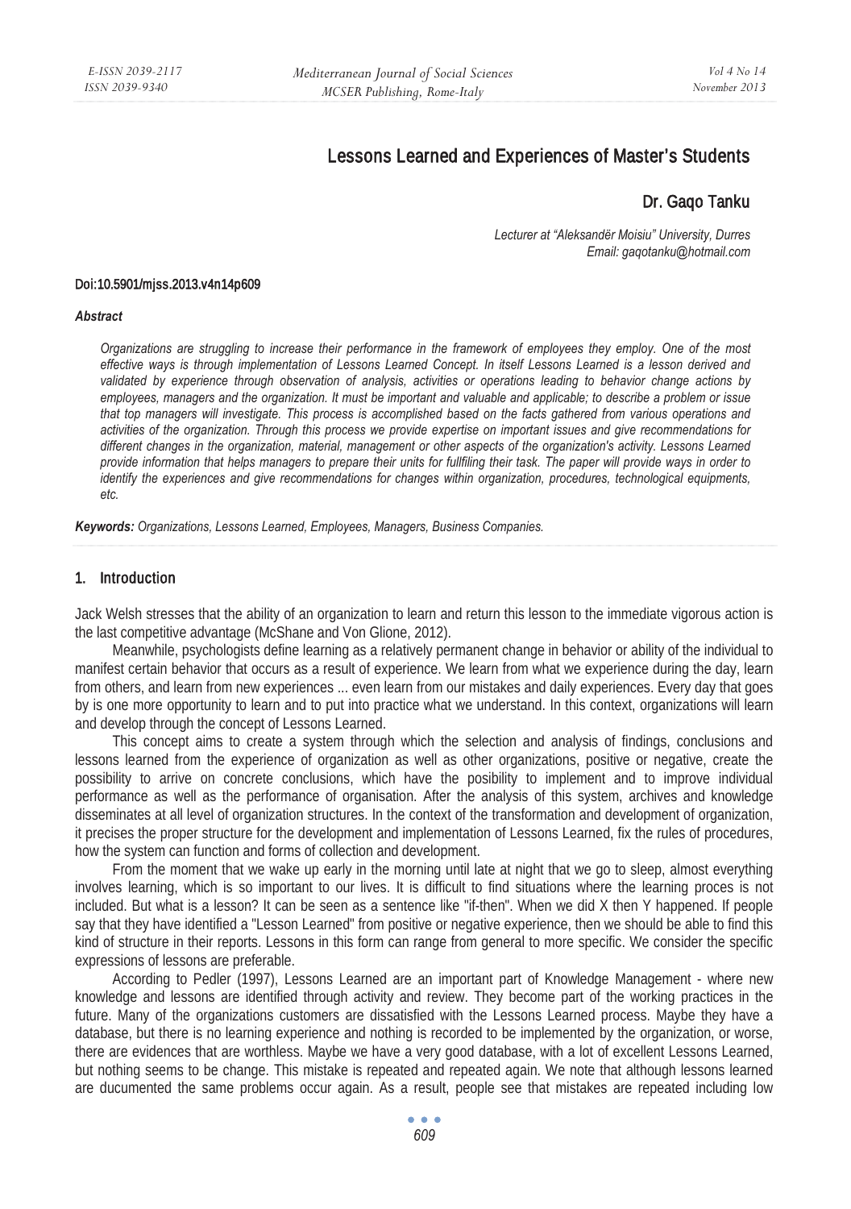# Lessons Learned and Experiences of Master's Students

**Dr. Gaqo Tanku**

*Lecturer at "Aleksandër Moisiu" University, Durres*
*Email: gaqotanku@hotmail.com*

**Doi:10.5901/mjss.2013.v4n14p609**

***Abstract***

*Organizations are struggling to increase their performance in the framework of employees they employ. One of the most effective ways is through implementation of Lessons Learned Concept. In itself Lessons Learned is a lesson derived and validated by experience through observation of analysis, activities or operations leading to behavior change actions by employees, managers and the organization. It must be important and valuable and applicable; to describe a problem or issue that top managers will investigate. This process is accomplished based on the facts gathered from various operations and activities of the organization. Through this process we provide expertise on important issues and give recommendations for different changes in the organization, material, management or other aspects of the organization's activity. Lessons Learned provide information that helps managers to prepare their units for fullfiling their task. The paper will provide ways in order to identify the experiences and give recommendations for changes within organization, procedures, technological equipments, etc.*

***Keywords:*** *Organizations, Lessons Learned, Employees, Managers, Business Companies.*

## 1. Introduction

Jack Welsh stresses that the ability of an organization to learn and return this lesson to the immediate vigorous action is the last competitive advantage (McShane and Von Glione, 2012).

Meanwhile, psychologists define learning as a relatively permanent change in behavior or ability of the individual to manifest certain behavior that occurs as a result of experience. We learn from what we experience during the day, learn from others, and learn from new experiences ... even learn from our mistakes and daily experiences. Every day that goes by is one more opportunity to learn and to put into practice what we understand. In this context, organizations will learn and develop through the concept of Lessons Learned.

This concept aims to create a system through which the selection and analysis of findings, conclusions and lessons learned from the experience of organization as well as other organizations, positive or negative, create the possibility to arrive on concrete conclusions, which have the posibility to implement and to improve individual performance as well as the performance of organisation. After the analysis of this system, archives and knowledge disseminates at all level of organization structures. In the context of the transformation and development of organization, it precises the proper structure for the development and implementation of Lessons Learned, fix the rules of procedures, how the system can function and forms of collection and development.

From the moment that we wake up early in the morning until late at night that we go to sleep, almost everything involves learning, which is so important to our lives. It is difficult to find situations where the learning proces is not included. But what is a lesson? It can be seen as a sentence like "if-then". When we did X then Y happened. If people say that they have identified a "Lesson Learned" from positive or negative experience, then we should be able to find this kind of structure in their reports. Lessons in this form can range from general to more specific. We consider the specific expressions of lessons are preferable.

According to Pedler (1997), Lessons Learned are an important part of Knowledge Management - where new knowledge and lessons are identified through activity and review. They become part of the working practices in the future. Many of the organizations customers are dissatisfied with the Lessons Learned process. Maybe they have a database, but there is no learning experience and nothing is recorded to be implemented by the organization, or worse, there are evidences that are worthless. Maybe we have a very good database, with a lot of excellent Lessons Learned, but nothing seems to be change. This mistake is repeated and repeated again. We note that although lessons learned are ducumented the same problems occur again. As a result, people see that mistakes are repeated including low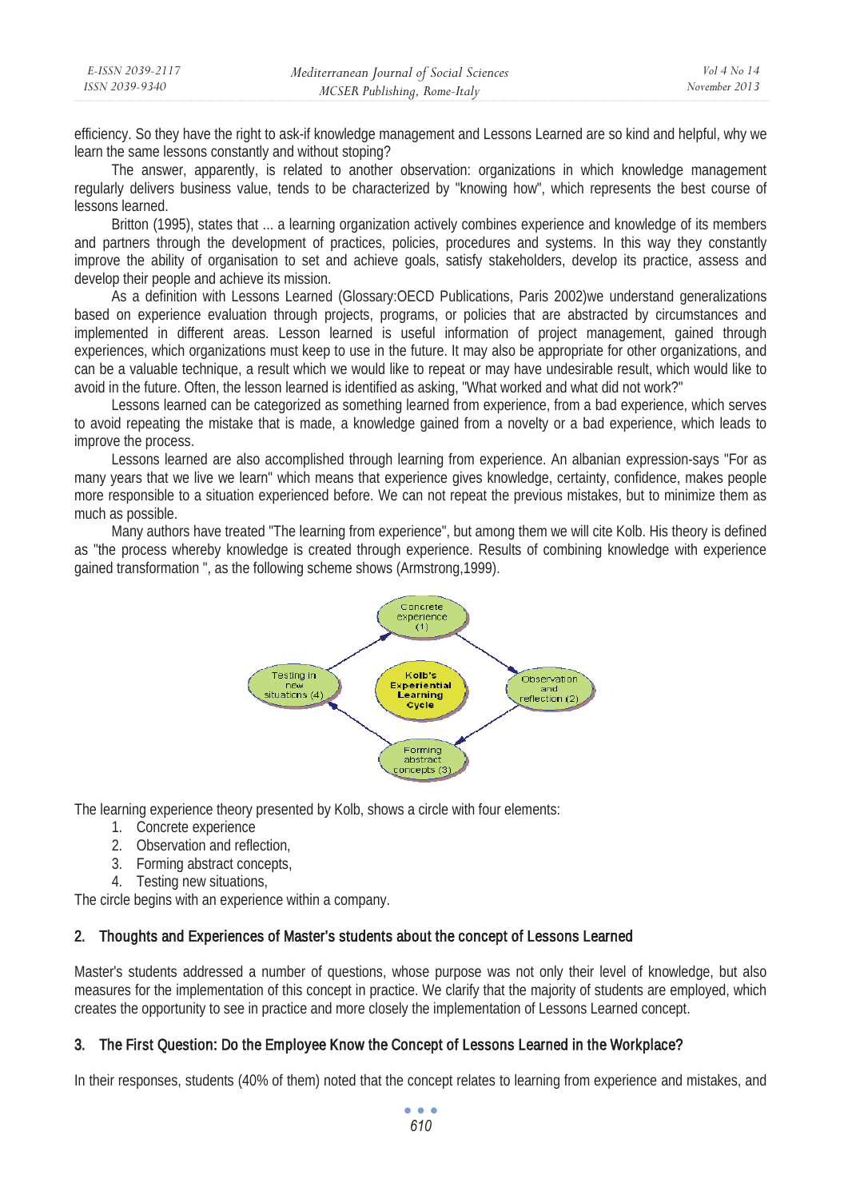efficiency. So they have the right to ask-if knowledge management and Lessons Learned are so kind and helpful, why we learn the same lessons constantly and without stoping?

The answer, apparently, is related to another observation: organizations in which knowledge management regularly delivers business value, tends to be characterized by "knowing how", which represents the best course of lessons learned.

Britton (1995), states that ... a learning organization actively combines experience and knowledge of its members and partners through the development of practices, policies, procedures and systems. In this way they constantly improve the ability of organisation to set and achieve goals, satisfy stakeholders, develop its practice, assess and develop their people and achieve its mission.

As a definition with Lessons Learned (Glossary:OECD Publications, Paris 2002)we understand generalizations based on experience evaluation through projects, programs, or policies that are abstracted by circumstances and implemented in different areas. Lesson learned is useful information of project management, gained through experiences, which organizations must keep to use in the future. It may also be appropriate for other organizations, and can be a valuable technique, a result which we would like to repeat or may have undesirable result, which would like to avoid in the future. Often, the lesson learned is identified as asking, "What worked and what did not work?"

Lessons learned can be categorized as something learned from experience, from a bad experience, which serves to avoid repeating the mistake that is made, a knowledge gained from a novelty or a bad experience, which leads to improve the process.

Lessons learned are also accomplished through learning from experience. An albanian expression-says "For as many years that we live we learn" which means that experience gives knowledge, certainty, confidence, makes people more responsible to a situation experienced before. We can not repeat the previous mistakes, but to minimize them as much as possible.

Many authors have treated "The learning from experience", but among them we will cite Kolb. His theory is defined as "the process whereby knowledge is created through experience. Results of combining knowledge with experience gained transformation ", as the following scheme shows (Armstrong,1999).

Concrete experience (1)

Observation and reflection (2)

Forming abstract concepts (3)

Testing in new situations (4)

Kolb's Experiential Learning Cycle

The learning experience theory presented by Kolb, shows a circle with four elements:

1. Concrete experience
2. Observation and reflection,
3. Forming abstract concepts,
4. Testing new situations,

The circle begins with an experience within a company.

## 2. Thoughts and Experiences of Master's students about the concept of Lessons Learned

Master's students addressed a number of questions, whose purpose was not only their level of knowledge, but also measures for the implementation of this concept in practice. We clarify that the majority of students are employed, which creates the opportunity to see in practice and more closely the implementation of Lessons Learned concept.

## 3. The First Question: Do the Employee Know the Concept of Lessons Learned in the Workplace?

In their responses, students (40% of them) noted that the concept relates to learning from experience and mistakes, and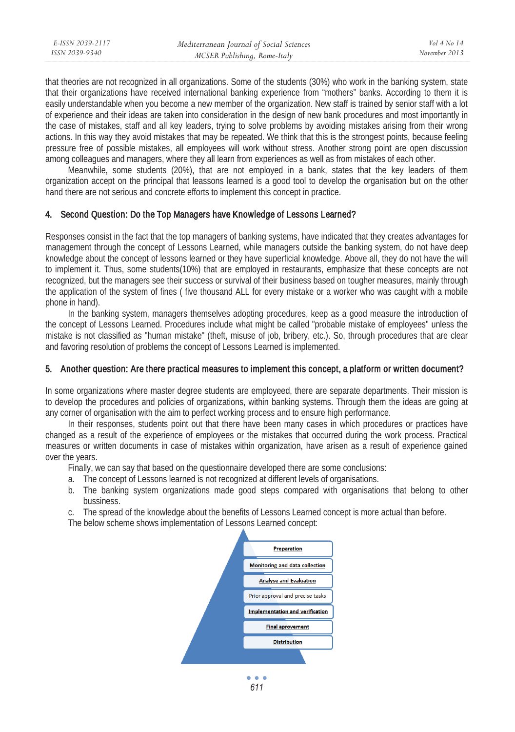that theories are not recognized in all organizations. Some of the students (30%) who work in the banking system, state that their organizations have received international banking experience from "mothers" banks. According to them it is easily understandable when you become a new member of the organization. New staff is trained by senior staff with a lot of experience and their ideas are taken into consideration in the design of new bank procedures and most importantly in the case of mistakes, staff and all key leaders, trying to solve problems by avoiding mistakes arising from their wrong actions. In this way they avoid mistakes that may be repeated. We think that this is the strongest points, because feeling pressure free of possible mistakes, all employees will work without stress. Another strong point are open discussion among colleagues and managers, where they all learn from experiences as well as from mistakes of each other.

Meanwhile, some students (20%), that are not employed in a bank, states that the key leaders of them organization accept on the principal that leassons learned is a good tool to develop the organisation but on the other hand there are not serious and concrete efforts to implement this concept in practice.

## 4. Second Question: Do the Top Managers have Knowledge of Lessons Learned?

Responses consist in the fact that the top managers of banking systems, have indicated that they creates advantages for management through the concept of Lessons Learned, while managers outside the banking system, do not have deep knowledge about the concept of lessons learned or they have superficial knowledge. Above all, they do not have the will to implement it. Thus, some students(10%) that are employed in restaurants, emphasize that these concepts are not recognized, but the managers see their success or survival of their business based on tougher measures, mainly through the application of the system of fines ( five thousand ALL for every mistake or a worker who was caught with a mobile phone in hand).

In the banking system, managers themselves adopting procedures, keep as a good measure the introduction of the concept of Lessons Learned. Procedures include what might be called "probable mistake of employees" unless the mistake is not classified as "human mistake" (theft, misuse of job, bribery, etc.). So, through procedures that are clear and favoring resolution of problems the concept of Lessons Learned is implemented.

## 5. Another question: Are there practical measures to implement this concept, a platform or written document?

In some organizations where master degree students are employeed, there are separate departments. Their mission is to develop the procedures and policies of organizations, within banking systems. Through them the ideas are going at any corner of organisation with the aim to perfect working process and to ensure high performance.

In their responses, students point out that there have been many cases in which procedures or practices have changed as a result of the experience of employees or the mistakes that occurred during the work process. Practical measures or written documents in case of mistakes within organization, have arisen as a result of experience gained over the years.

Finally, we can say that based on the questionnaire developed there are some conclusions:

a. The concept of Lessons learned is not recognized at different levels of organisations.
b. The banking system organizations made good steps compared with organisations that belong to other bussiness.
c. The spread of the knowledge about the benefits of Lessons Learned concept is more actual than before.

The below scheme shows implementation of Lessons Learned concept:

Preparation
Monitoring and data collection
Analyse and Evaluation
Prior approval and precise tasks
Implementation and verification
Final aprovement
Distribution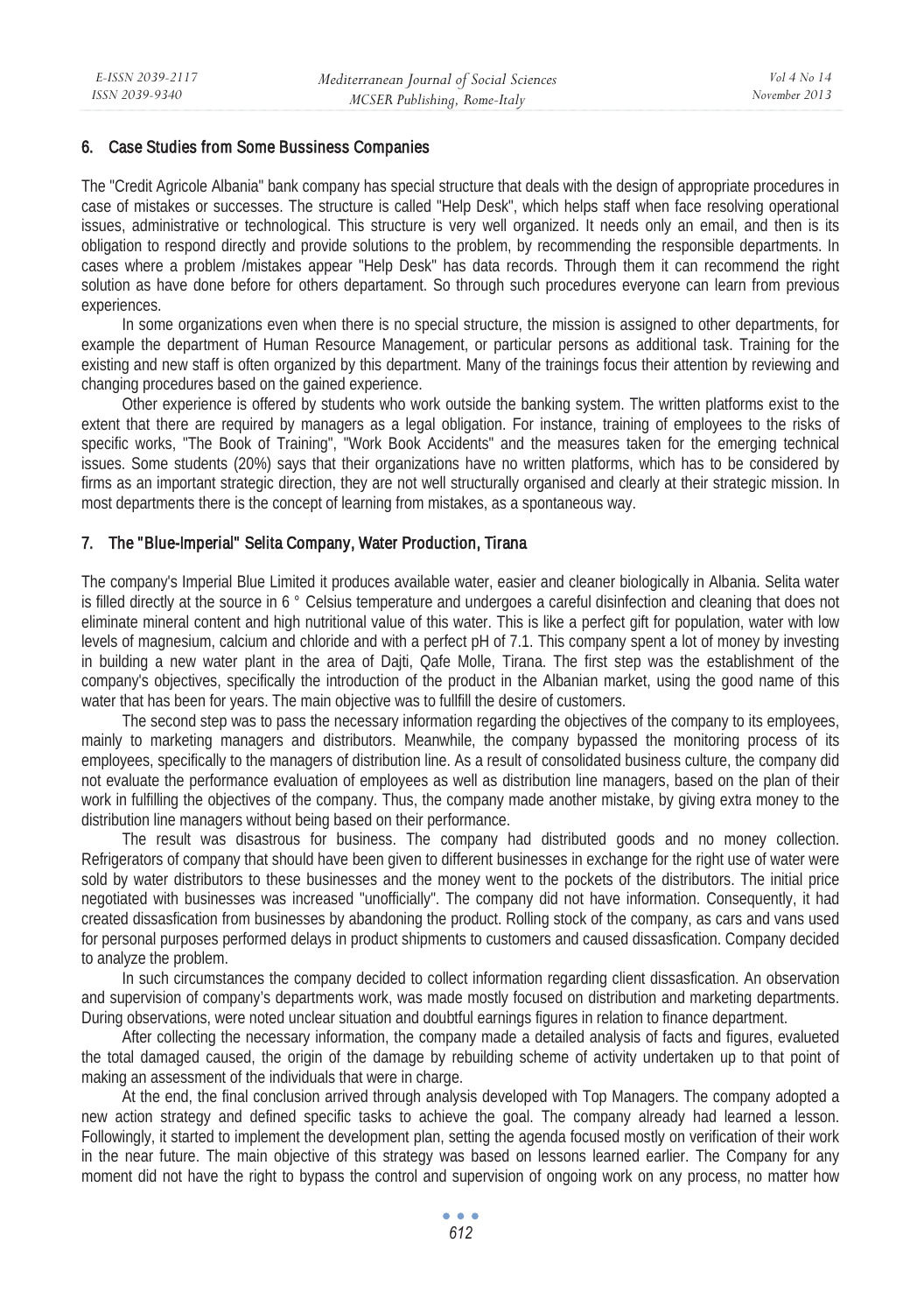## 6. Case Studies from Some Bussiness Companies

The "Credit Agricole Albania" bank company has special structure that deals with the design of appropriate procedures in case of mistakes or successes. The structure is called "Help Desk", which helps staff when face resolving operational issues, administrative or technological. This structure is very well organized. It needs only an email, and then is its obligation to respond directly and provide solutions to the problem, by recommending the responsible departments. In cases where a problem /mistakes appear "Help Desk" has data records. Through them it can recommend the right solution as have done before for others departament. So through such procedures everyone can learn from previous experiences.

In some organizations even when there is no special structure, the mission is assigned to other departments, for example the department of Human Resource Management, or particular persons as additional task. Training for the existing and new staff is often organized by this department. Many of the trainings focus their attention by reviewing and changing procedures based on the gained experience.

Other experience is offered by students who work outside the banking system. The written platforms exist to the extent that there are required by managers as a legal obligation. For instance, training of employees to the risks of specific works, "The Book of Training", "Work Book Accidents" and the measures taken for the emerging technical issues. Some students (20%) says that their organizations have no written platforms, which has to be considered by firms as an important strategic direction, they are not well structurally organised and clearly at their strategic mission. In most departments there is the concept of learning from mistakes, as a spontaneous way.

## 7. The "Blue-Imperial" Selita Company, Water Production, Tirana

The company's Imperial Blue Limited it produces available water, easier and cleaner biologically in Albania. Selita water is filled directly at the source in 6 ° Celsius temperature and undergoes a careful disinfection and cleaning that does not eliminate mineral content and high nutritional value of this water. This is like a perfect gift for population, water with low levels of magnesium, calcium and chloride and with a perfect pH of 7.1. This company spent a lot of money by investing in building a new water plant in the area of Dajti, Qafe Molle, Tirana. The first step was the establishment of the company's objectives, specifically the introduction of the product in the Albanian market, using the good name of this water that has been for years. The main objective was to fullfill the desire of customers.

The second step was to pass the necessary information regarding the objectives of the company to its employees, mainly to marketing managers and distributors. Meanwhile, the company bypassed the monitoring process of its employees, specifically to the managers of distribution line. As a result of consolidated business culture, the company did not evaluate the performance evaluation of employees as well as distribution line managers, based on the plan of their work in fulfilling the objectives of the company. Thus, the company made another mistake, by giving extra money to the distribution line managers without being based on their performance.

The result was disastrous for business. The company had distributed goods and no money collection. Refrigerators of company that should have been given to different businesses in exchange for the right use of water were sold by water distributors to these businesses and the money went to the pockets of the distributors. The initial price negotiated with businesses was increased "unofficially". The company did not have information. Consequently, it had created dissasfication from businesses by abandoning the product. Rolling stock of the company, as cars and vans used for personal purposes performed delays in product shipments to customers and caused dissasfication. Company decided to analyze the problem.

In such circumstances the company decided to collect information regarding client dissasfication. An observation and supervision of company's departments work, was made mostly focused on distribution and marketing departments. During observations, were noted unclear situation and doubtful earnings figures in relation to finance department.

After collecting the necessary information, the company made a detailed analysis of facts and figures, evalueted the total damaged caused, the origin of the damage by rebuilding scheme of activity undertaken up to that point of making an assessment of the individuals that were in charge.

At the end, the final conclusion arrived through analysis developed with Top Managers. The company adopted a new action strategy and defined specific tasks to achieve the goal. The company already had learned a lesson. Followingly, it started to implement the development plan, setting the agenda focused mostly on verification of their work in the near future. The main objective of this strategy was based on lessons learned earlier. The Company for any moment did not have the right to bypass the control and supervision of ongoing work on any process, no matter how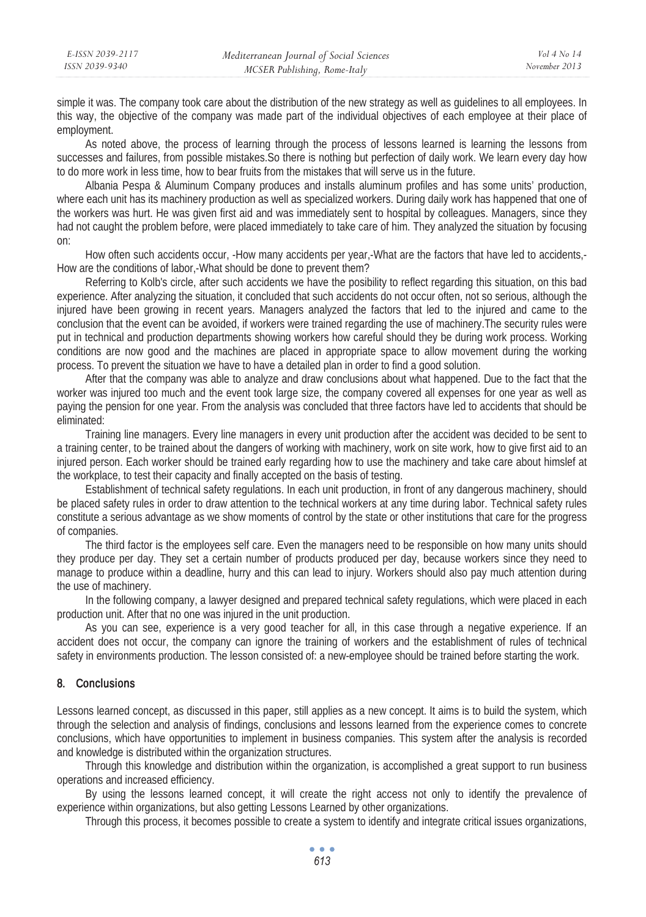simple it was. The company took care about the distribution of the new strategy as well as guidelines to all employees. In this way, the objective of the company was made part of the individual objectives of each employee at their place of employment.

As noted above, the process of learning through the process of lessons learned is learning the lessons from successes and failures, from possible mistakes.So there is nothing but perfection of daily work. We learn every day how to do more work in less time, how to bear fruits from the mistakes that will serve us in the future.

Albania Pespa & Aluminum Company produces and installs aluminum profiles and has some units' production, where each unit has its machinery production as well as specialized workers. During daily work has happened that one of the workers was hurt. He was given first aid and was immediately sent to hospital by colleagues. Managers, since they had not caught the problem before, were placed immediately to take care of him. They analyzed the situation by focusing on:

How often such accidents occur, -How many accidents per year,-What are the factors that have led to accidents,-How are the conditions of labor,-What should be done to prevent them?

Referring to Kolb's circle, after such accidents we have the posibility to reflect regarding this situation, on this bad experience. After analyzing the situation, it concluded that such accidents do not occur often, not so serious, although the injured have been growing in recent years. Managers analyzed the factors that led to the injured and came to the conclusion that the event can be avoided, if workers were trained regarding the use of machinery.The security rules were put in technical and production departments showing workers how careful should they be during work process. Working conditions are now good and the machines are placed in appropriate space to allow movement during the working process. To prevent the situation we have to have a detailed plan in order to find a good solution.

After that the company was able to analyze and draw conclusions about what happened. Due to the fact that the worker was injured too much and the event took large size, the company covered all expenses for one year as well as paying the pension for one year. From the analysis was concluded that three factors have led to accidents that should be eliminated:

Training line managers. Every line managers in every unit production after the accident was decided to be sent to a training center, to be trained about the dangers of working with machinery, work on site work, how to give first aid to an injured person. Each worker should be trained early regarding how to use the machinery and take care about himslef at the workplace, to test their capacity and finally accepted on the basis of testing.

Establishment of technical safety regulations. In each unit production, in front of any dangerous machinery, should be placed safety rules in order to draw attention to the technical workers at any time during labor. Technical safety rules constitute a serious advantage as we show moments of control by the state or other institutions that care for the progress of companies.

The third factor is the employees self care. Even the managers need to be responsible on how many units should they produce per day. They set a certain number of products produced per day, because workers since they need to manage to produce within a deadline, hurry and this can lead to injury. Workers should also pay much attention during the use of machinery.

In the following company, a lawyer designed and prepared technical safety regulations, which were placed in each production unit. After that no one was injured in the unit production.

As you can see, experience is a very good teacher for all, in this case through a negative experience. If an accident does not occur, the company can ignore the training of workers and the establishment of rules of technical safety in environments production. The lesson consisted of: a new-employee should be trained before starting the work.

## 8. Conclusions

Lessons learned concept, as discussed in this paper, still applies as a new concept. It aims is to build the system, which through the selection and analysis of findings, conclusions and lessons learned from the experience comes to concrete conclusions, which have opportunities to implement in business companies. This system after the analysis is recorded and knowledge is distributed within the organization structures.

Through this knowledge and distribution within the organization, is accomplished a great support to run business operations and increased efficiency.

By using the lessons learned concept, it will create the right access not only to identify the prevalence of experience within organizations, but also getting Lessons Learned by other organizations.

Through this process, it becomes possible to create a system to identify and integrate critical issues organizations,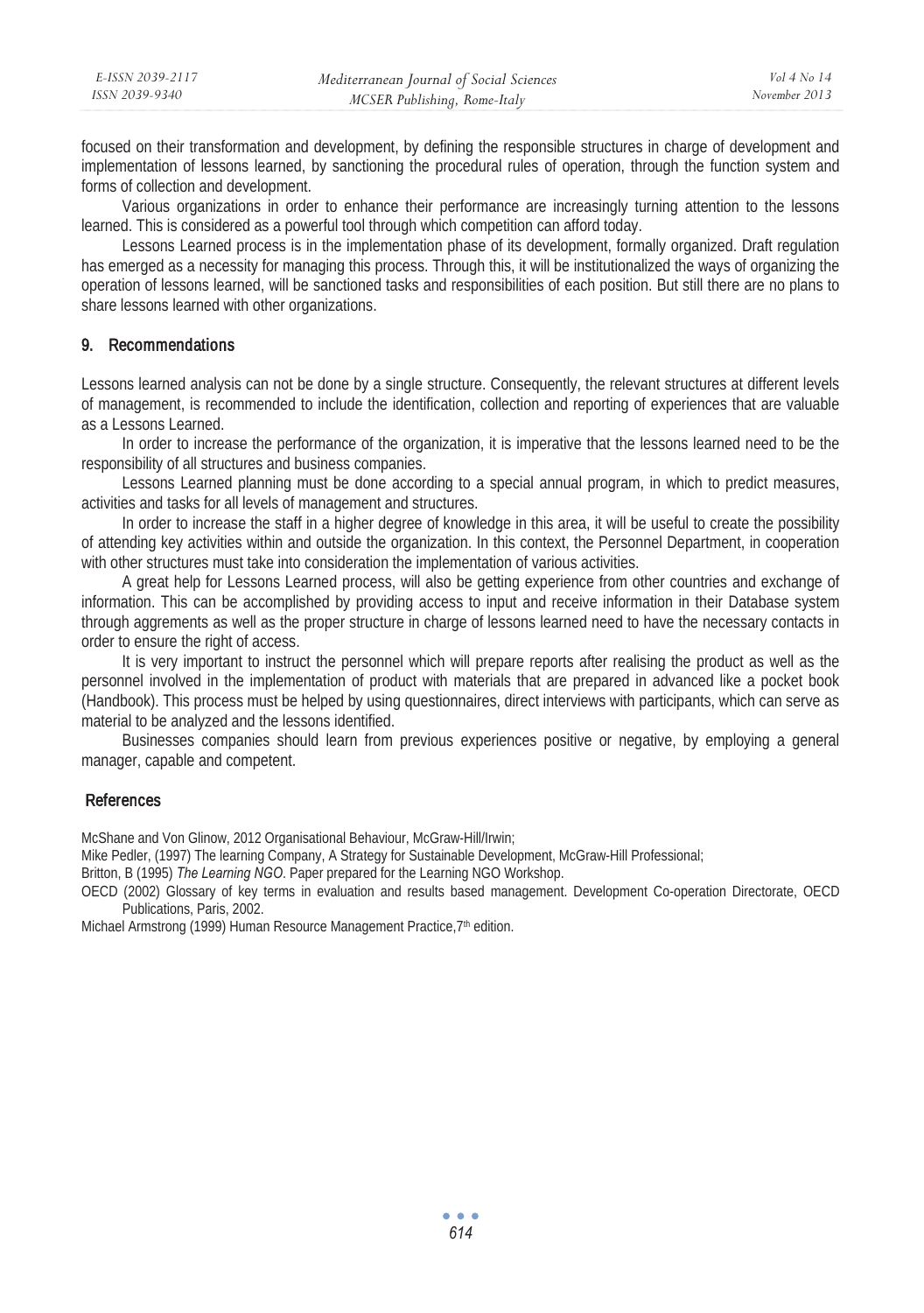focused on their transformation and development, by defining the responsible structures in charge of development and implementation of lessons learned, by sanctioning the procedural rules of operation, through the function system and forms of collection and development.

Various organizations in order to enhance their performance are increasingly turning attention to the lessons learned. This is considered as a powerful tool through which competition can afford today.

Lessons Learned process is in the implementation phase of its development, formally organized. Draft regulation has emerged as a necessity for managing this process. Through this, it will be institutionalized the ways of organizing the operation of lessons learned, will be sanctioned tasks and responsibilities of each position. But still there are no plans to share lessons learned with other organizations.

## 9. Recommendations

Lessons learned analysis can not be done by a single structure. Consequently, the relevant structures at different levels of management, is recommended to include the identification, collection and reporting of experiences that are valuable as a Lessons Learned.

In order to increase the performance of the organization, it is imperative that the lessons learned need to be the responsibility of all structures and business companies.

Lessons Learned planning must be done according to a special annual program, in which to predict measures, activities and tasks for all levels of management and structures.

In order to increase the staff in a higher degree of knowledge in this area, it will be useful to create the possibility of attending key activities within and outside the organization. In this context, the Personnel Department, in cooperation with other structures must take into consideration the implementation of various activities.

A great help for Lessons Learned process, will also be getting experience from other countries and exchange of information. This can be accomplished by providing access to input and receive information in their Database system through aggrements as well as the proper structure in charge of lessons learned need to have the necessary contacts in order to ensure the right of access.

It is very important to instruct the personnel which will prepare reports after realising the product as well as the personnel involved in the implementation of product with materials that are prepared in advanced like a pocket book (Handbook). This process must be helped by using questionnaires, direct interviews with participants, which can serve as material to be analyzed and the lessons identified.

Businesses companies should learn from previous experiences positive or negative, by employing a general manager, capable and competent.

## References

McShane and Von Glinow, 2012 Organisational Behaviour, McGraw-Hill/Irwin;

Mike Pedler, (1997) The learning Company, A Strategy for Sustainable Development, McGraw-Hill Professional;

Britton, B (1995) *The Learning NGO*. Paper prepared for the Learning NGO Workshop.

OECD (2002) Glossary of key terms in evaluation and results based management. Development Co-operation Directorate, OECD Publications, Paris, 2002.

Michael Armstrong (1999) Human Resource Management Practice,7th edition.